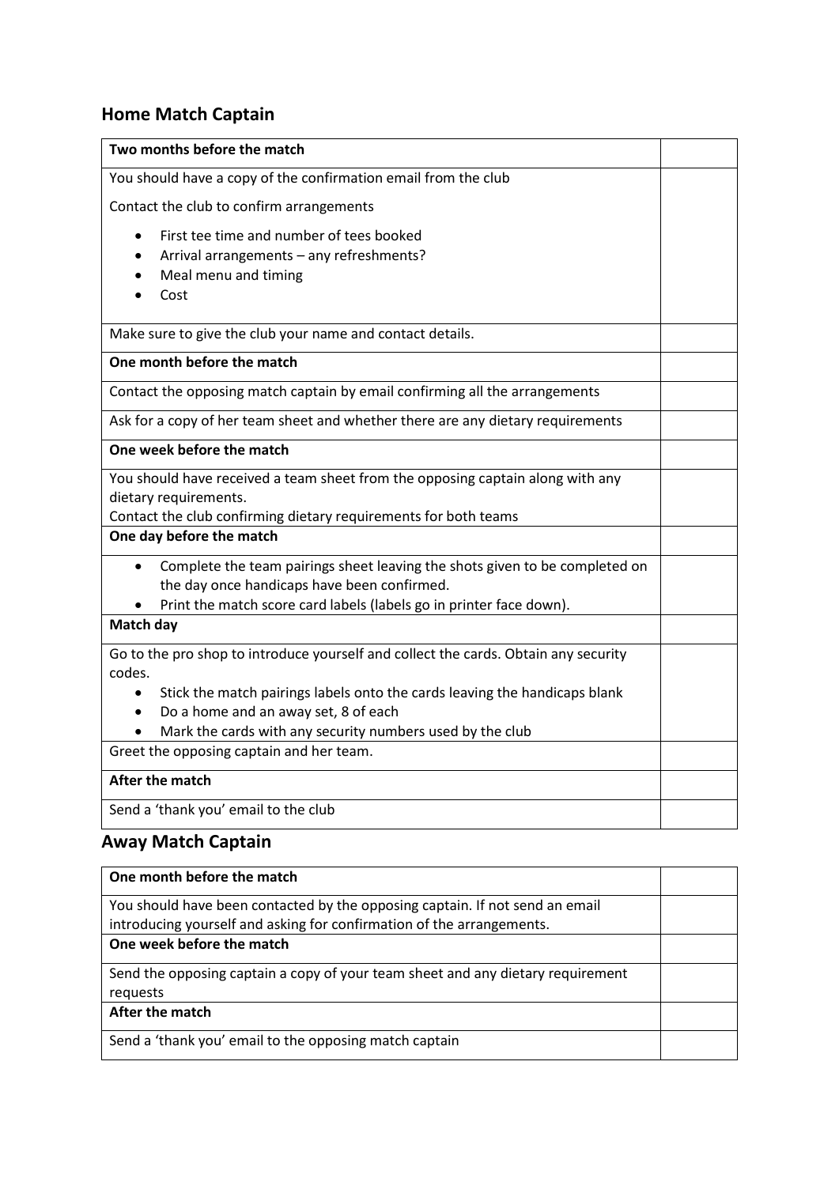## Home Match Captain

| | |
|---|---|
| **Two months before the match** | |
| You should have a copy of the confirmation email from the club<br><br>Contact the club to confirm arrangements<br><br>• First tee time and number of tees booked<br>• Arrival arrangements – any refreshments?<br>• Meal menu and timing<br>• Cost | |
| Make sure to give the club your name and contact details. | |
| **One month before the match** | |
| Contact the opposing match captain by email confirming all the arrangements | |
| Ask for a copy of her team sheet and whether there are any dietary requirements | |
| **One week before the match** | |
| You should have received a team sheet from the opposing captain along with any dietary requirements.<br>Contact the club confirming dietary requirements for both teams | |
| **One day before the match** | |
| • Complete the team pairings sheet leaving the shots given to be completed on the day once handicaps have been confirmed.<br>• Print the match score card labels (labels go in printer face down). | |
| **Match day** | |
| Go to the pro shop to introduce yourself and collect the cards. Obtain any security codes.<br>• Stick the match pairings labels onto the cards leaving the handicaps blank<br>• Do a home and an away set, 8 of each<br>• Mark the cards with any security numbers used by the club | |
| Greet the opposing captain and her team. | |
| **After the match** | |
| Send a 'thank you' email to the club | |

## Away Match Captain

| | |
|---|---|
| **One month before the match** | |
| You should have been contacted by the opposing captain. If not send an email introducing yourself and asking for confirmation of the arrangements. | |
| **One week before the match** | |
| Send the opposing captain a copy of your team sheet and any dietary requirement requests | |
| **After the match** | |
| Send a 'thank you' email to the opposing match captain | |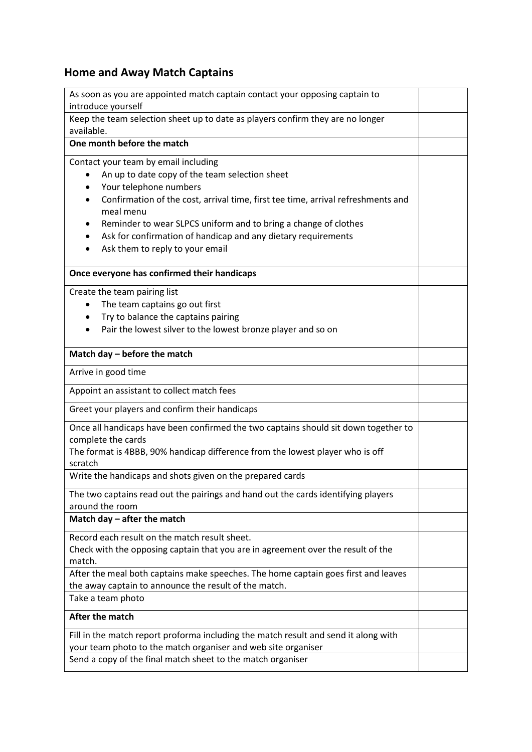## Home and Away Match Captains

| | |
|---|---|
| As soon as you are appointed match captain contact your opposing captain to introduce yourself | |
| Keep the team selection sheet up to date as players confirm they are no longer available. | |
| **One month before the match** | |
| Contact your team by email including<br>• An up to date copy of the team selection sheet<br>• Your telephone numbers<br>• Confirmation of the cost, arrival time, first tee time, arrival refreshments and meal menu<br>• Reminder to wear SLPCS uniform and to bring a change of clothes<br>• Ask for confirmation of handicap and any dietary requirements<br>• Ask them to reply to your email | |
| **Once everyone has confirmed their handicaps** | |
| Create the team pairing list<br>• The team captains go out first<br>• Try to balance the captains pairing<br>• Pair the lowest silver to the lowest bronze player and so on | |
| **Match day – before the match** | |
| Arrive in good time | |
| Appoint an assistant to collect match fees | |
| Greet your players and confirm their handicaps | |
| Once all handicaps have been confirmed the two captains should sit down together to complete the cards<br>The format is 4BBB, 90% handicap difference from the lowest player who is off scratch | |
| Write the handicaps and shots given on the prepared cards | |
| The two captains read out the pairings and hand out the cards identifying players around the room | |
| **Match day – after the match** | |
| Record each result on the match result sheet.<br>Check with the opposing captain that you are in agreement over the result of the match. | |
| After the meal both captains make speeches. The home captain goes first and leaves the away captain to announce the result of the match. | |
| Take a team photo | |
| **After the match** | |
| Fill in the match report proforma including the match result and send it along with your team photo to the match organiser and web site organiser | |
| Send a copy of the final match sheet to the match organiser | |